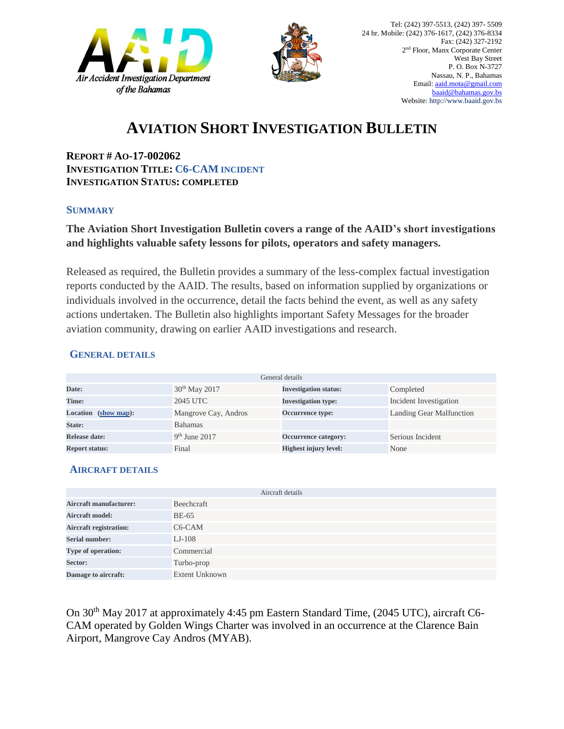Air Accident Investigation Department of the Bahamas

Tel: (242) 397-5513, (242) 397- 5509
24 hr. Mobile: (242) 376-1617, (242) 376-8334
Fax: (242) 327-2192
2nd Floor, Manx Corporate Center
West Bay Street
P. O. Box N-3727
Nassau, N. P., Bahamas
Email: aaid.mota@gmail.com
baaid@bahamas.gov.bs
Website: http://www.baaid.gov.bs

# AVIATION SHORT INVESTIGATION BULLETIN

**REPORT # AO-17-002062**
**INVESTIGATION TITLE: C6-CAM INCIDENT**
**INVESTIGATION STATUS: COMPLETED**

## SUMMARY

**The Aviation Short Investigation Bulletin covers a range of the AAID's short investigations and highlights valuable safety lessons for pilots, operators and safety managers.**

Released as required, the Bulletin provides a summary of the less-complex factual investigation reports conducted by the AAID. The results, based on information supplied by organizations or individuals involved in the occurrence, detail the facts behind the event, as well as any safety actions undertaken. The Bulletin also highlights important Safety Messages for the broader aviation community, drawing on earlier AAID investigations and research.

## GENERAL DETAILS

| General details | | | |
|---|---|---|---|
| **Date:** | 30th May 2017 | **Investigation status:** | Completed |
| **Time:** | 2045 UTC | **Investigation type:** | Incident Investigation |
| **Location (show map):** | Mangrove Cay, Andros | **Occurrence type:** | Landing Gear Malfunction |
| **State:** | Bahamas | | |
| **Release date:** | 9th June 2017 | **Occurrence category:** | Serious Incident |
| **Report status:** | Final | **Highest injury level:** | None |

## AIRCRAFT DETAILS

| Aircraft details | |
|---|---|
| **Aircraft manufacturer:** | Beechcraft |
| **Aircraft model:** | BE-65 |
| **Aircraft registration:** | C6-CAM |
| **Serial number:** | LJ-108 |
| **Type of operation:** | Commercial |
| **Sector:** | Turbo-prop |
| **Damage to aircraft:** | Extent Unknown |

On 30th May 2017 at approximately 4:45 pm Eastern Standard Time, (2045 UTC), aircraft C6-CAM operated by Golden Wings Charter was involved in an occurrence at the Clarence Bain Airport, Mangrove Cay Andros (MYAB).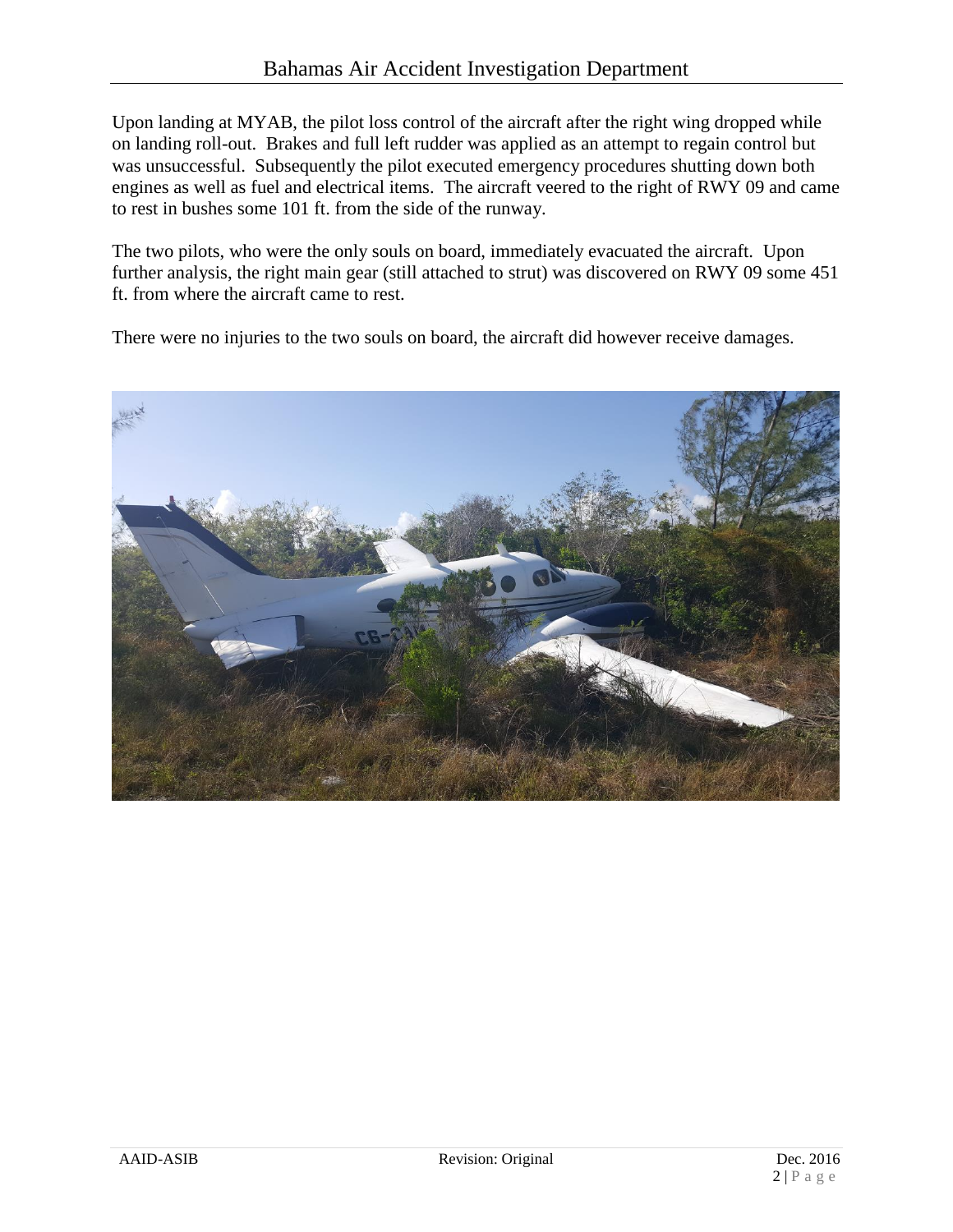Upon landing at MYAB, the pilot loss control of the aircraft after the right wing dropped while on landing roll-out. Brakes and full left rudder was applied as an attempt to regain control but was unsuccessful. Subsequently the pilot executed emergency procedures shutting down both engines as well as fuel and electrical items. The aircraft veered to the right of RWY 09 and came to rest in bushes some 101 ft. from the side of the runway.

The two pilots, who were the only souls on board, immediately evacuated the aircraft. Upon further analysis, the right main gear (still attached to strut) was discovered on RWY 09 some 451 ft. from where the aircraft came to rest.

There were no injuries to the two souls on board, the aircraft did however receive damages.